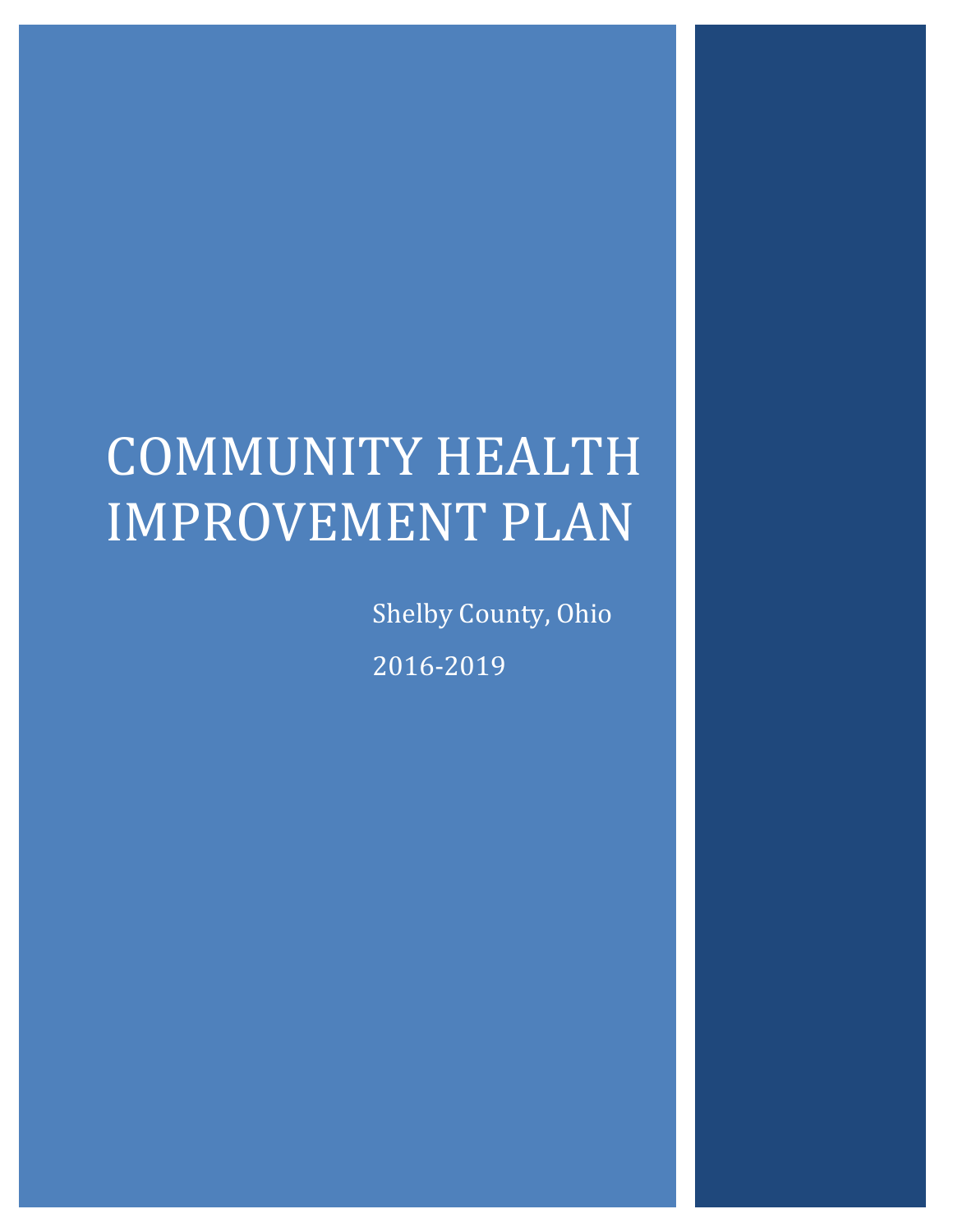# COMMUNITY HEALTH IMPROVEMENT PLAN

Shelby County, Ohio

2016-2019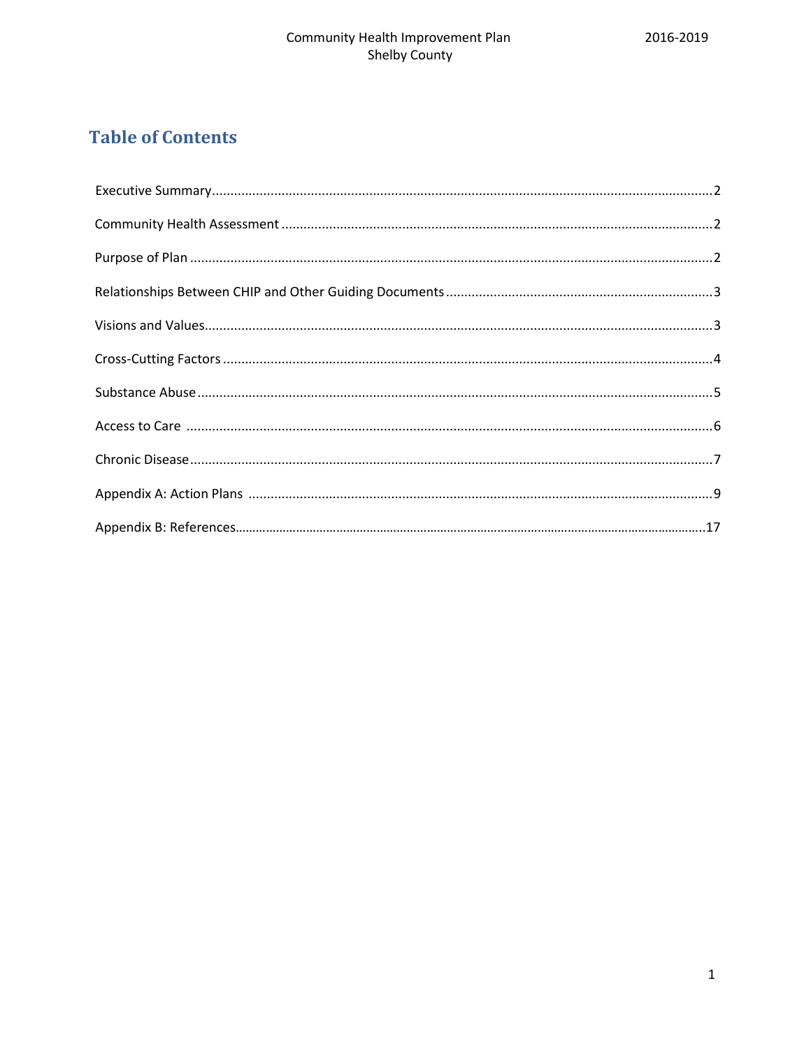# Table of Contents

Executive Summary.........................................................................................................................2

Community Health Assessment ......................................................................................................2

Purpose of Plan ...............................................................................................................................2

Relationships Between CHIP and Other Guiding Documents .........................................................3

Visions and Values............................................................................................................................3

Cross-Cutting Factors .......................................................................................................................4

Substance Abuse .............................................................................................................................5

Access to Care .................................................................................................................................6

Chronic Disease ...............................................................................................................................7

Appendix A: Action Plans .................................................................................................................9

Appendix B: References...................................................................................................................17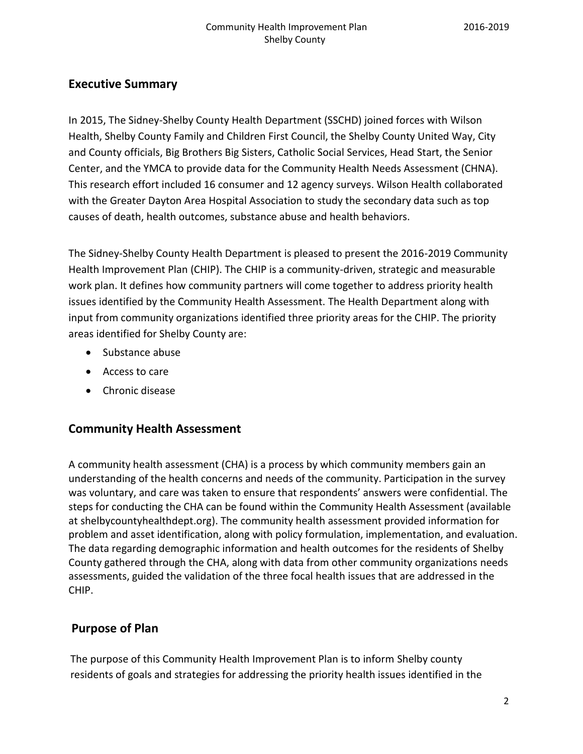## Executive Summary

In 2015, The Sidney-Shelby County Health Department (SSCHD) joined forces with Wilson Health, Shelby County Family and Children First Council, the Shelby County United Way, City and County officials, Big Brothers Big Sisters, Catholic Social Services, Head Start, the Senior Center, and the YMCA to provide data for the Community Health Needs Assessment (CHNA). This research effort included 16 consumer and 12 agency surveys. Wilson Health collaborated with the Greater Dayton Area Hospital Association to study the secondary data such as top causes of death, health outcomes, substance abuse and health behaviors.

The Sidney-Shelby County Health Department is pleased to present the 2016-2019 Community Health Improvement Plan (CHIP). The CHIP is a community-driven, strategic and measurable work plan. It defines how community partners will come together to address priority health issues identified by the Community Health Assessment. The Health Department along with input from community organizations identified three priority areas for the CHIP. The priority areas identified for Shelby County are:

- Substance abuse
- Access to care
- Chronic disease

## Community Health Assessment

A community health assessment (CHA) is a process by which community members gain an understanding of the health concerns and needs of the community. Participation in the survey was voluntary, and care was taken to ensure that respondents' answers were confidential. The steps for conducting the CHA can be found within the Community Health Assessment (available at shelbycountyhealthdept.org). The community health assessment provided information for problem and asset identification, along with policy formulation, implementation, and evaluation. The data regarding demographic information and health outcomes for the residents of Shelby County gathered through the CHA, along with data from other community organizations needs assessments, guided the validation of the three focal health issues that are addressed in the CHIP.

## Purpose of Plan

The purpose of this Community Health Improvement Plan is to inform Shelby county residents of goals and strategies for addressing the priority health issues identified in the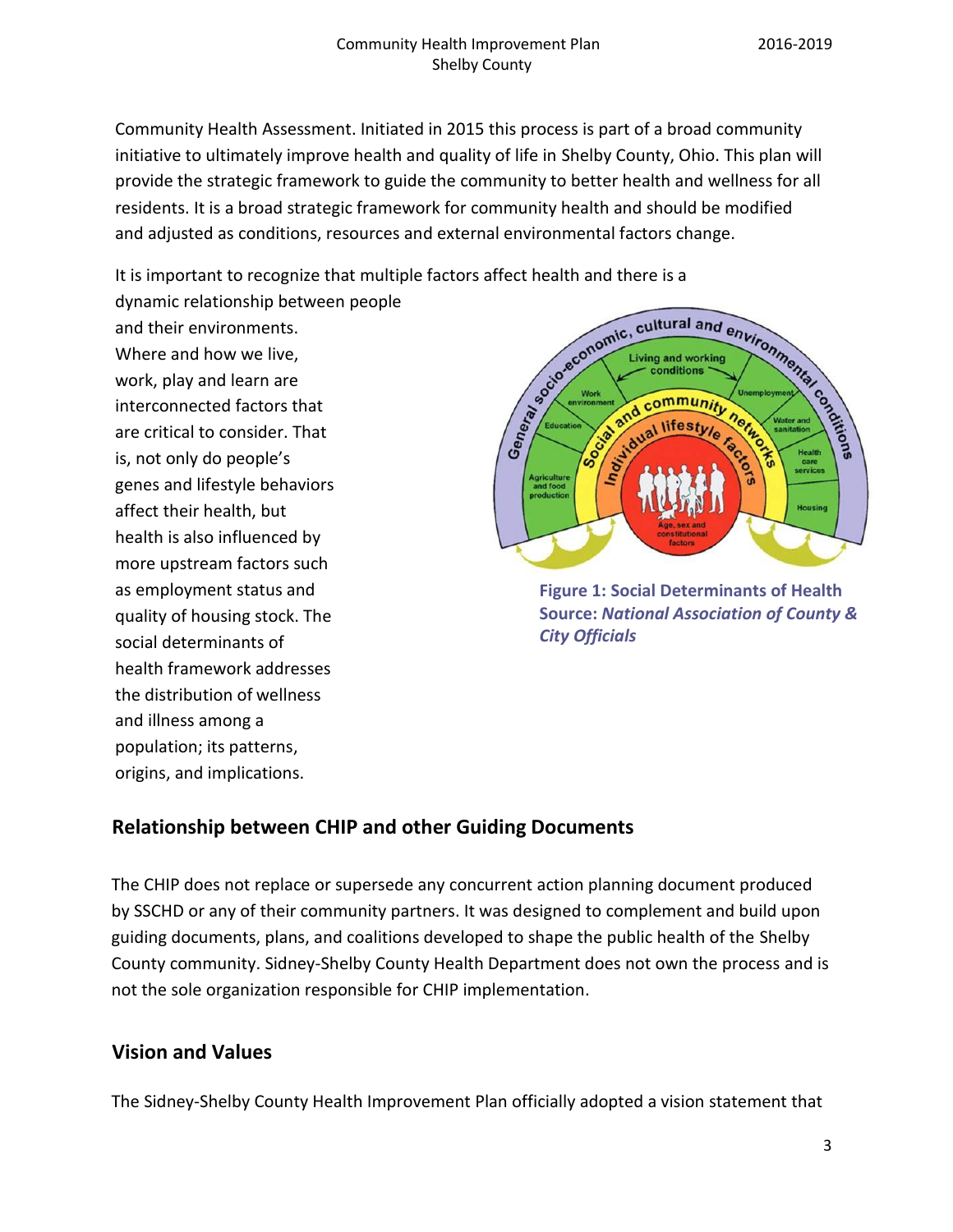Community Health Assessment. Initiated in 2015 this process is part of a broad community initiative to ultimately improve health and quality of life in Shelby County, Ohio. This plan will provide the strategic framework to guide the community to better health and wellness for all residents. It is a broad strategic framework for community health and should be modified and adjusted as conditions, resources and external environmental factors change.

It is important to recognize that multiple factors affect health and there is a dynamic relationship between people and their environments. Where and how we live, work, play and learn are interconnected factors that are critical to consider. That is, not only do people's genes and lifestyle behaviors affect their health, but health is also influenced by more upstream factors such as employment status and quality of housing stock. The social determinants of health framework addresses the distribution of wellness and illness among a population; its patterns, origins, and implications.

**Figure 1: Social Determinants of Health Source:** ***National Association of County & City Officials***

## Relationship between CHIP and other Guiding Documents

The CHIP does not replace or supersede any concurrent action planning document produced by SSCHD or any of their community partners. It was designed to complement and build upon guiding documents, plans, and coalitions developed to shape the public health of the Shelby County community. Sidney-Shelby County Health Department does not own the process and is not the sole organization responsible for CHIP implementation.

## Vision and Values

The Sidney-Shelby County Health Improvement Plan officially adopted a vision statement that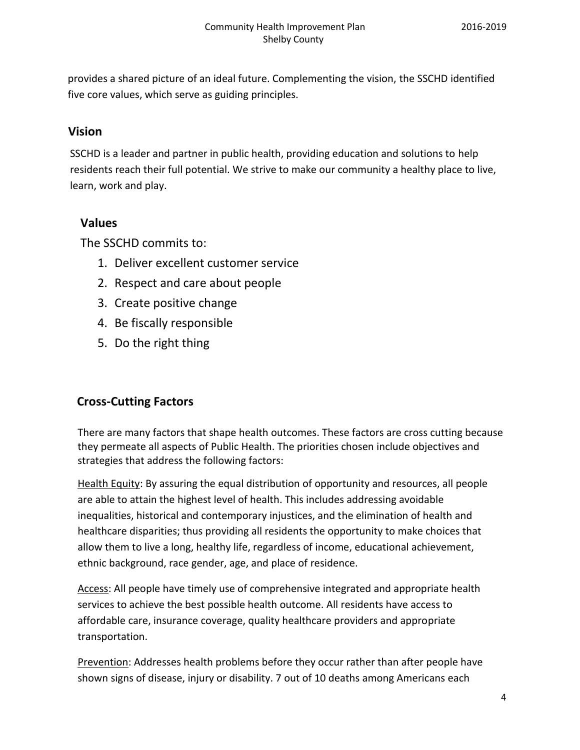provides a shared picture of an ideal future. Complementing the vision, the SSCHD identified five core values, which serve as guiding principles.

## Vision

SSCHD is a leader and partner in public health, providing education and solutions to help residents reach their full potential. We strive to make our community a healthy place to live, learn, work and play.

## Values

The SSCHD commits to:

1. Deliver excellent customer service
2. Respect and care about people
3. Create positive change
4. Be fiscally responsible
5. Do the right thing

## Cross-Cutting Factors

There are many factors that shape health outcomes. These factors are cross cutting because they permeate all aspects of Public Health. The priorities chosen include objectives and strategies that address the following factors:

Health Equity: By assuring the equal distribution of opportunity and resources, all people are able to attain the highest level of health. This includes addressing avoidable inequalities, historical and contemporary injustices, and the elimination of health and healthcare disparities; thus providing all residents the opportunity to make choices that allow them to live a long, healthy life, regardless of income, educational achievement, ethnic background, race gender, age, and place of residence.

Access: All people have timely use of comprehensive integrated and appropriate health services to achieve the best possible health outcome. All residents have access to affordable care, insurance coverage, quality healthcare providers and appropriate transportation.

Prevention: Addresses health problems before they occur rather than after people have shown signs of disease, injury or disability. 7 out of 10 deaths among Americans each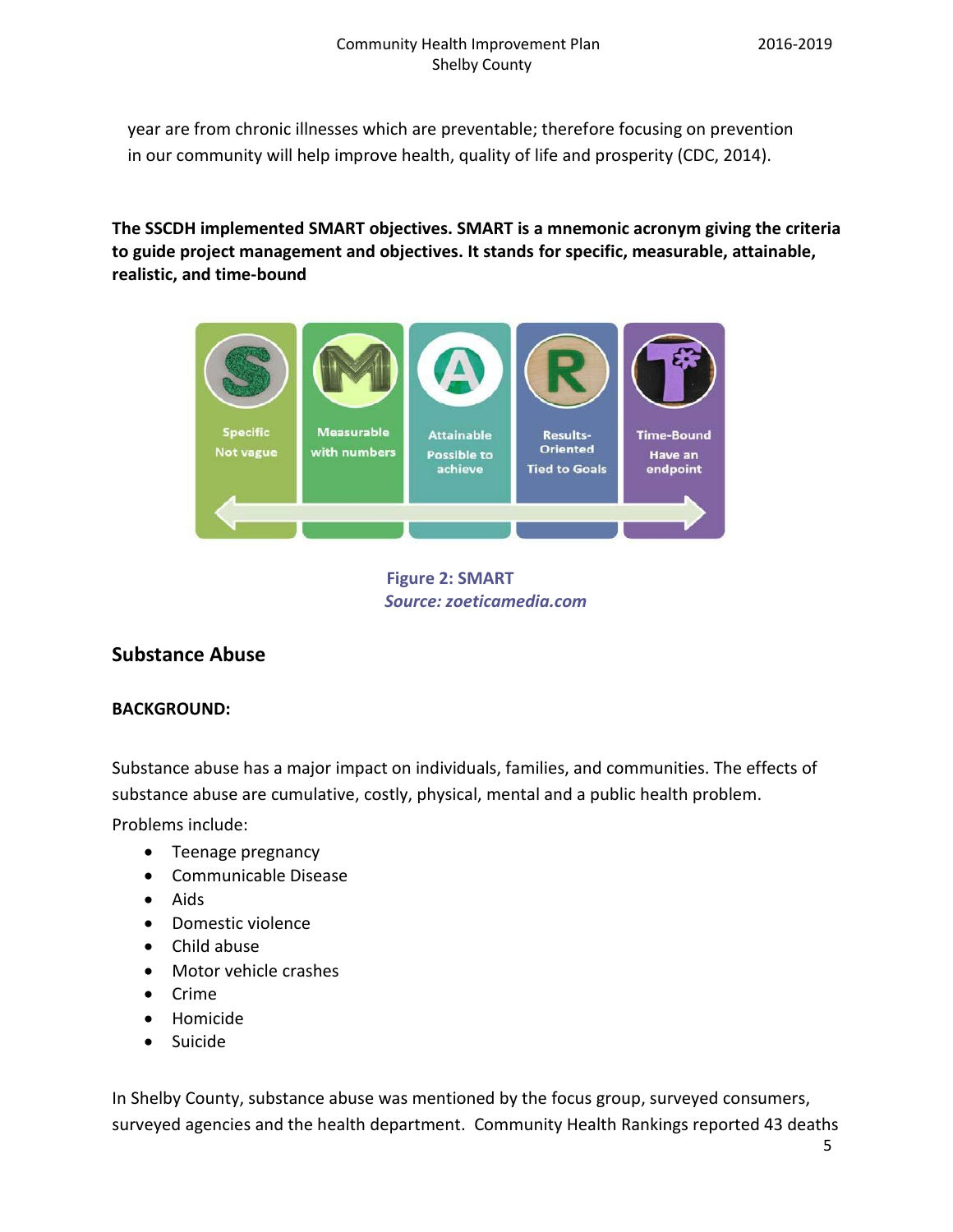year are from chronic illnesses which are preventable; therefore focusing on prevention in our community will help improve health, quality of life and prosperity (CDC, 2014).

**The SSCDH implemented SMART objectives. SMART is a mnemonic acronym giving the criteria to guide project management and objectives. It stands for specific, measurable, attainable, realistic, and time-bound**

Specific
Not vague

Measurable
with numbers

Attainable
Possible to achieve

Results-Oriented
Tied to Goals

Time-Bound
Have an endpoint

**Figure 2: SMART**
***Source: zoeticamedia.com***

## Substance Abuse

**BACKGROUND:**

Substance abuse has a major impact on individuals, families, and communities. The effects of substance abuse are cumulative, costly, physical, mental and a public health problem.

Problems include:

- Teenage pregnancy
- Communicable Disease
- Aids
- Domestic violence
- Child abuse
- Motor vehicle crashes
- Crime
- Homicide
- Suicide

In Shelby County, substance abuse was mentioned by the focus group, surveyed consumers, surveyed agencies and the health department. Community Health Rankings reported 43 deaths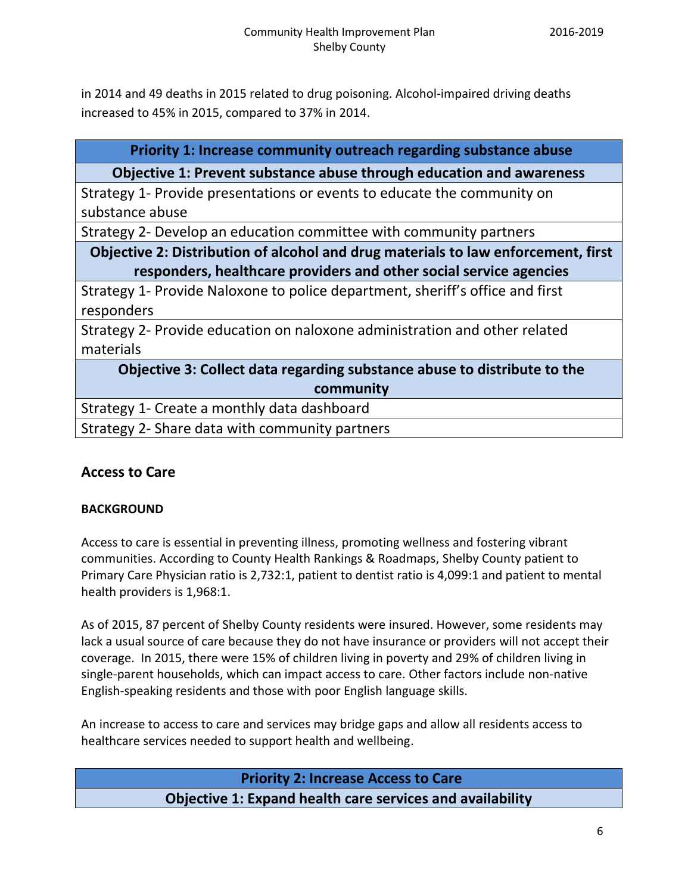in 2014 and 49 deaths in 2015 related to drug poisoning. Alcohol-impaired driving deaths increased to 45% in 2015, compared to 37% in 2014.

| **Priority 1: Increase community outreach regarding substance abuse** |
|---|
| **Objective 1: Prevent substance abuse through education and awareness** |
| Strategy 1- Provide presentations or events to educate the community on substance abuse |
| Strategy 2- Develop an education committee with community partners |
| **Objective 2: Distribution of alcohol and drug materials to law enforcement, first responders, healthcare providers and other social service agencies** |
| Strategy 1- Provide Naloxone to police department, sheriff's office and first responders |
| Strategy 2- Provide education on naloxone administration and other related materials |
| **Objective 3: Collect data regarding substance abuse to distribute to the community** |
| Strategy 1- Create a monthly data dashboard |
| Strategy 2- Share data with community partners |

## Access to Care

### BACKGROUND

Access to care is essential in preventing illness, promoting wellness and fostering vibrant communities. According to County Health Rankings & Roadmaps, Shelby County patient to Primary Care Physician ratio is 2,732:1, patient to dentist ratio is 4,099:1 and patient to mental health providers is 1,968:1.

As of 2015, 87 percent of Shelby County residents were insured. However, some residents may lack a usual source of care because they do not have insurance or providers will not accept their coverage. In 2015, there were 15% of children living in poverty and 29% of children living in single-parent households, which can impact access to care. Other factors include non-native English-speaking residents and those with poor English language skills.

An increase to access to care and services may bridge gaps and allow all residents access to healthcare services needed to support health and wellbeing.

| **Priority 2: Increase Access to Care** |
|---|
| **Objective 1: Expand health care services and availability** |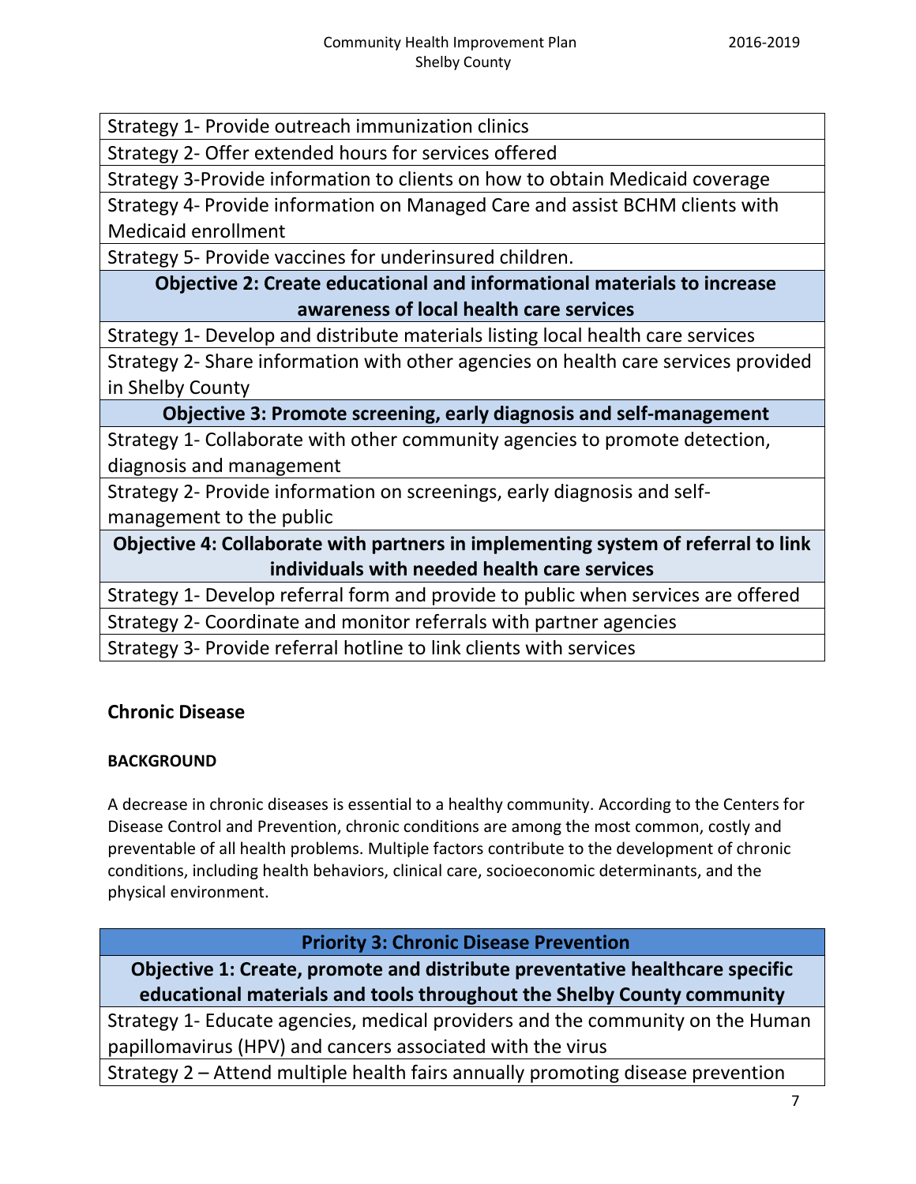| Strategy 1- Provide outreach immunization clinics |
|---|
| Strategy 2- Offer extended hours for services offered |
| Strategy 3-Provide information to clients on how to obtain Medicaid coverage |
| Strategy 4- Provide information on Managed Care and assist BCHM clients with Medicaid enrollment |
| Strategy 5- Provide vaccines for underinsured children. |
| **Objective 2: Create educational and informational materials to increase awareness of local health care services** |
| Strategy 1- Develop and distribute materials listing local health care services |
| Strategy 2- Share information with other agencies on health care services provided in Shelby County |
| **Objective 3: Promote screening, early diagnosis and self-management** |
| Strategy 1- Collaborate with other community agencies to promote detection, diagnosis and management |
| Strategy 2- Provide information on screenings, early diagnosis and self-management to the public |
| **Objective 4: Collaborate with partners in implementing system of referral to link individuals with needed health care services** |
| Strategy 1- Develop referral form and provide to public when services are offered |
| Strategy 2- Coordinate and monitor referrals with partner agencies |
| Strategy 3- Provide referral hotline to link clients with services |

## Chronic Disease

### BACKGROUND

A decrease in chronic diseases is essential to a healthy community. According to the Centers for Disease Control and Prevention, chronic conditions are among the most common, costly and preventable of all health problems. Multiple factors contribute to the development of chronic conditions, including health behaviors, clinical care, socioeconomic determinants, and the physical environment.

| **Priority 3: Chronic Disease Prevention** |
|---|
| **Objective 1: Create, promote and distribute preventative healthcare specific educational materials and tools throughout the Shelby County community** |
| Strategy 1- Educate agencies, medical providers and the community on the Human papillomavirus (HPV) and cancers associated with the virus |
| Strategy 2 – Attend multiple health fairs annually promoting disease prevention |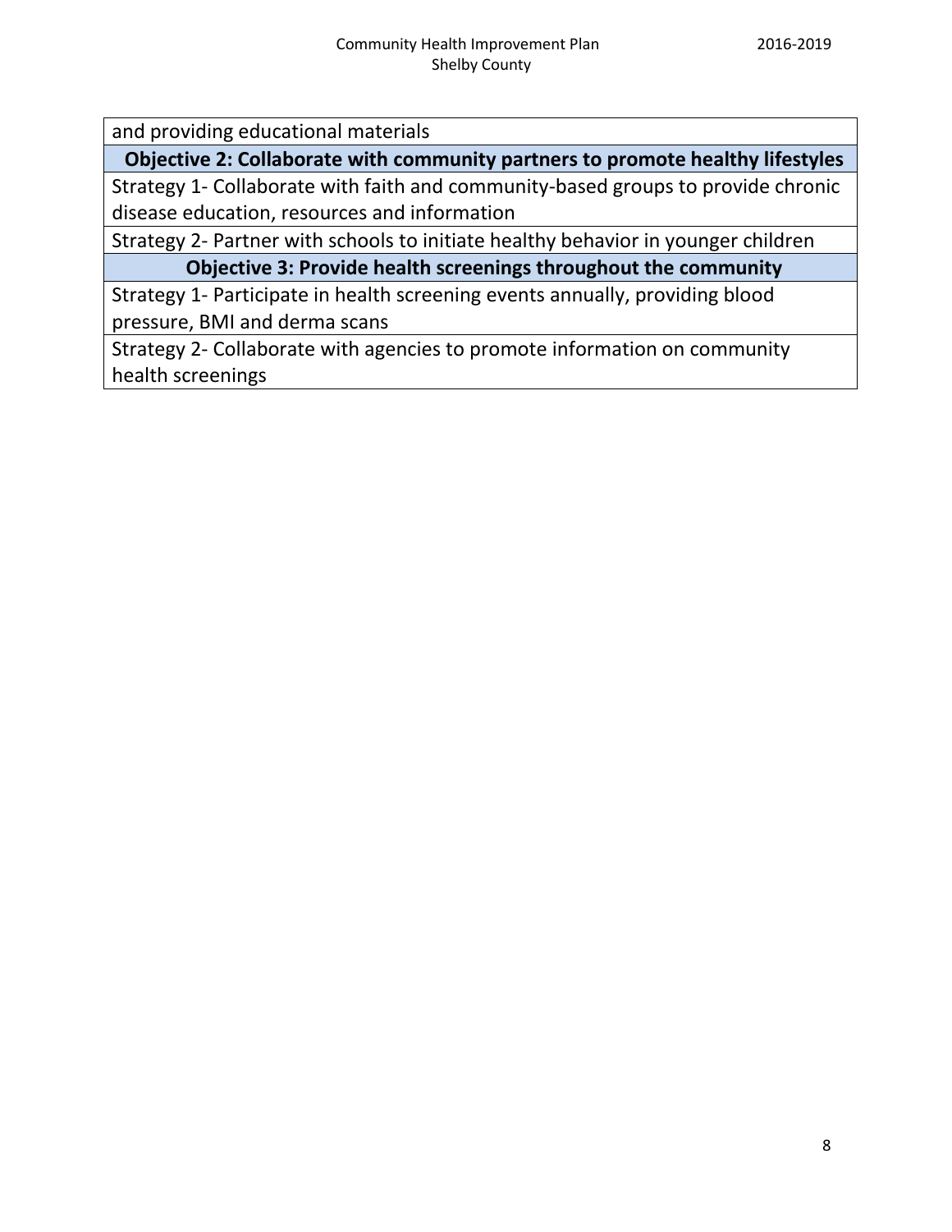| and providing educational materials |
| --- |
| **Objective 2: Collaborate with community partners to promote healthy lifestyles** |
| Strategy 1- Collaborate with faith and community-based groups to provide chronic disease education, resources and information |
| Strategy 2- Partner with schools to initiate healthy behavior in younger children |
| **Objective 3: Provide health screenings throughout the community** |
| Strategy 1- Participate in health screening events annually, providing blood pressure, BMI and derma scans |
| Strategy 2- Collaborate with agencies to promote information on community health screenings |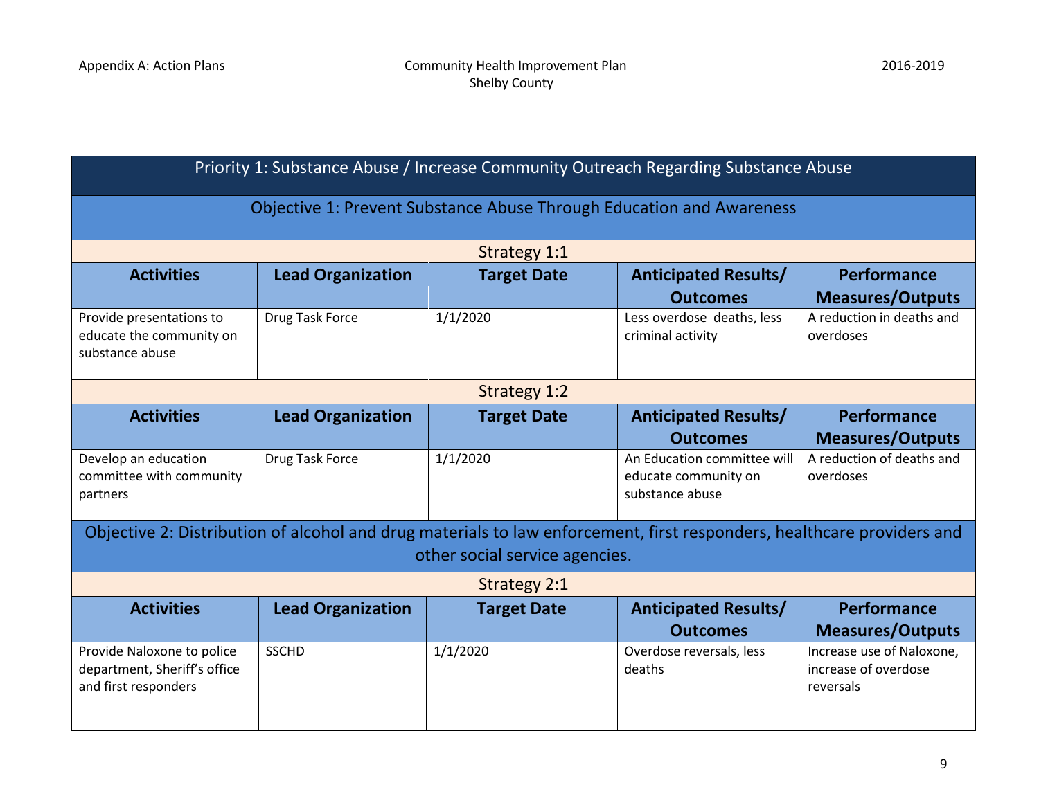## Priority 1: Substance Abuse / Increase Community Outreach Regarding Substance Abuse

### Objective 1: Prevent Substance Abuse Through Education and Awareness

**Strategy 1:1**

| Activities | Lead Organization | Target Date | Anticipated Results/ Outcomes | Performance Measures/Outputs |
|---|---|---|---|---|
| Provide presentations to educate the community on substance abuse | Drug Task Force | 1/1/2020 | Less overdose deaths, less criminal activity | A reduction in deaths and overdoses |

**Strategy 1:2**

| Activities | Lead Organization | Target Date | Anticipated Results/ Outcomes | Performance Measures/Outputs |
|---|---|---|---|---|
| Develop an education committee with community partners | Drug Task Force | 1/1/2020 | An Education committee will educate community on substance abuse | A reduction of deaths and overdoses |

### Objective 2: Distribution of alcohol and drug materials to law enforcement, first responders, healthcare providers and other social service agencies.

**Strategy 2:1**

| Activities | Lead Organization | Target Date | Anticipated Results/ Outcomes | Performance Measures/Outputs |
|---|---|---|---|---|
| Provide Naloxone to police department, Sheriff's office and first responders | SSCHD | 1/1/2020 | Overdose reversals, less deaths | Increase use of Naloxone, increase of overdose reversals |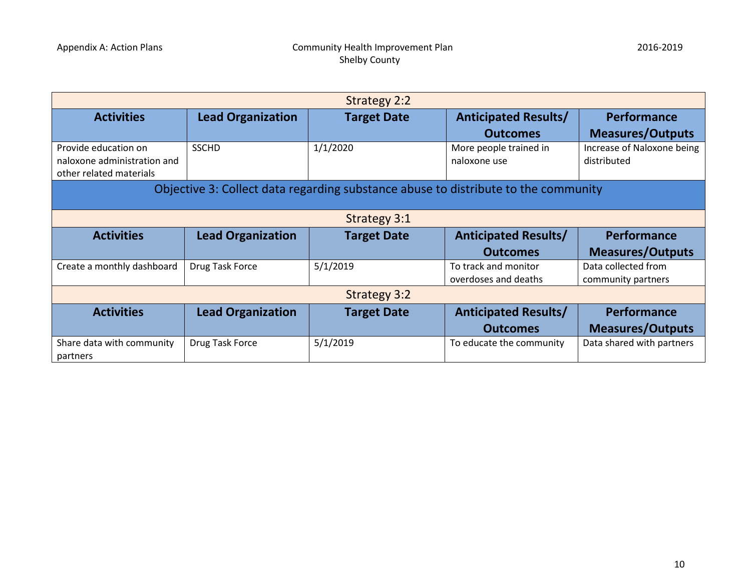### Strategy 2:2

| Activities | Lead Organization | Target Date | Anticipated Results/ Outcomes | Performance Measures/Outputs |
|---|---|---|---|---|
| Provide education on naloxone administration and other related materials | SSCHD | 1/1/2020 | More people trained in naloxone use | Increase of Naloxone being distributed |

## Objective 3: Collect data regarding substance abuse to distribute to the community

### Strategy 3:1

| Activities | Lead Organization | Target Date | Anticipated Results/ Outcomes | Performance Measures/Outputs |
|---|---|---|---|---|
| Create a monthly dashboard | Drug Task Force | 5/1/2019 | To track and monitor overdoses and deaths | Data collected from community partners |

### Strategy 3:2

| Activities | Lead Organization | Target Date | Anticipated Results/ Outcomes | Performance Measures/Outputs |
|---|---|---|---|---|
| Share data with community partners | Drug Task Force | 5/1/2019 | To educate the community | Data shared with partners |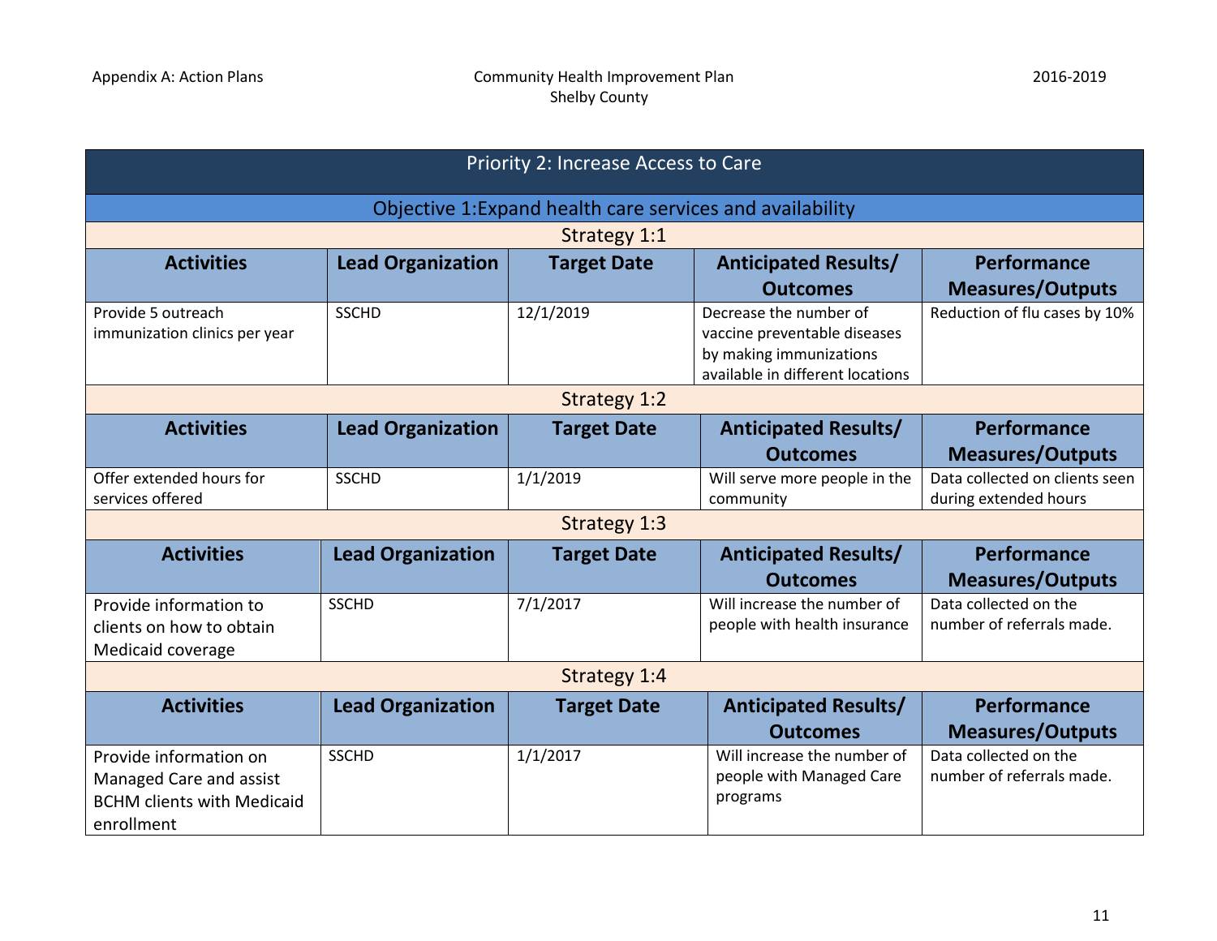## Priority 2: Increase Access to Care

### Objective 1:Expand health care services and availability

#### Strategy 1:1

| Activities | Lead Organization | Target Date | Anticipated Results/ Outcomes | Performance Measures/Outputs |
|---|---|---|---|---|
| Provide 5 outreach immunization clinics per year | SSCHD | 12/1/2019 | Decrease the number of vaccine preventable diseases by making immunizations available in different locations | Reduction of flu cases by 10% |

#### Strategy 1:2

| Activities | Lead Organization | Target Date | Anticipated Results/ Outcomes | Performance Measures/Outputs |
|---|---|---|---|---|
| Offer extended hours for services offered | SSCHD | 1/1/2019 | Will serve more people in the community | Data collected on clients seen during extended hours |

#### Strategy 1:3

| Activities | Lead Organization | Target Date | Anticipated Results/ Outcomes | Performance Measures/Outputs |
|---|---|---|---|---|
| Provide information to clients on how to obtain Medicaid coverage | SSCHD | 7/1/2017 | Will increase the number of people with health insurance | Data collected on the number of referrals made. |

#### Strategy 1:4

| Activities | Lead Organization | Target Date | Anticipated Results/ Outcomes | Performance Measures/Outputs |
|---|---|---|---|---|
| Provide information on Managed Care and assist BCHM clients with Medicaid enrollment | SSCHD | 1/1/2017 | Will increase the number of people with Managed Care programs | Data collected on the number of referrals made. |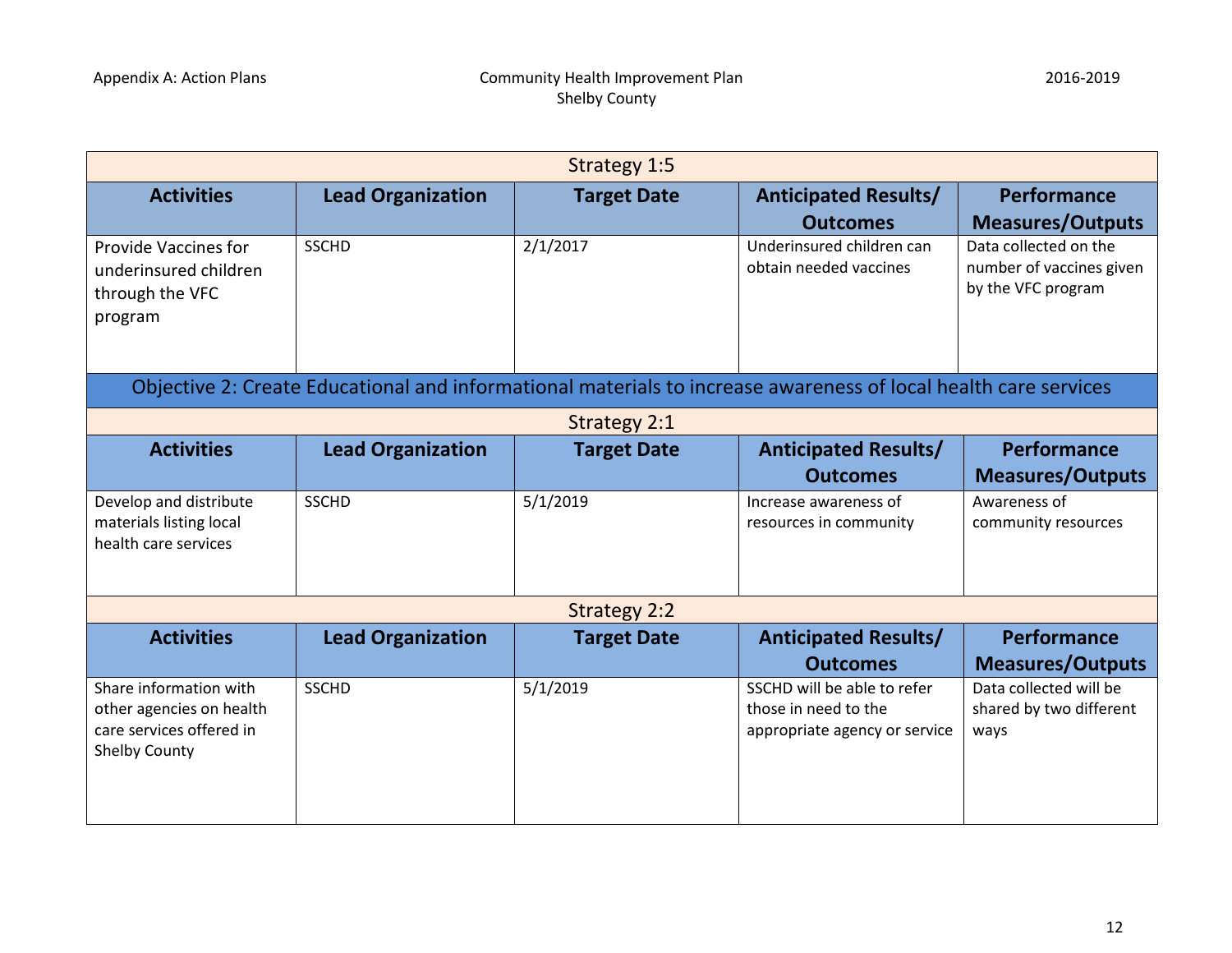### Strategy 1:5

| Activities | Lead Organization | Target Date | Anticipated Results/ Outcomes | Performance Measures/Outputs |
|---|---|---|---|---|
| Provide Vaccines for underinsured children through the VFC program | SSCHD | 2/1/2017 | Underinsured children can obtain needed vaccines | Data collected on the number of vaccines given by the VFC program |

## Objective 2: Create Educational and informational materials to increase awareness of local health care services

### Strategy 2:1

| Activities | Lead Organization | Target Date | Anticipated Results/ Outcomes | Performance Measures/Outputs |
|---|---|---|---|---|
| Develop and distribute materials listing local health care services | SSCHD | 5/1/2019 | Increase awareness of resources in community | Awareness of community resources |

### Strategy 2:2

| Activities | Lead Organization | Target Date | Anticipated Results/ Outcomes | Performance Measures/Outputs |
|---|---|---|---|---|
| Share information with other agencies on health care services offered in Shelby County | SSCHD | 5/1/2019 | SSCHD will be able to refer those in need to the appropriate agency or service | Data collected will be shared by two different ways |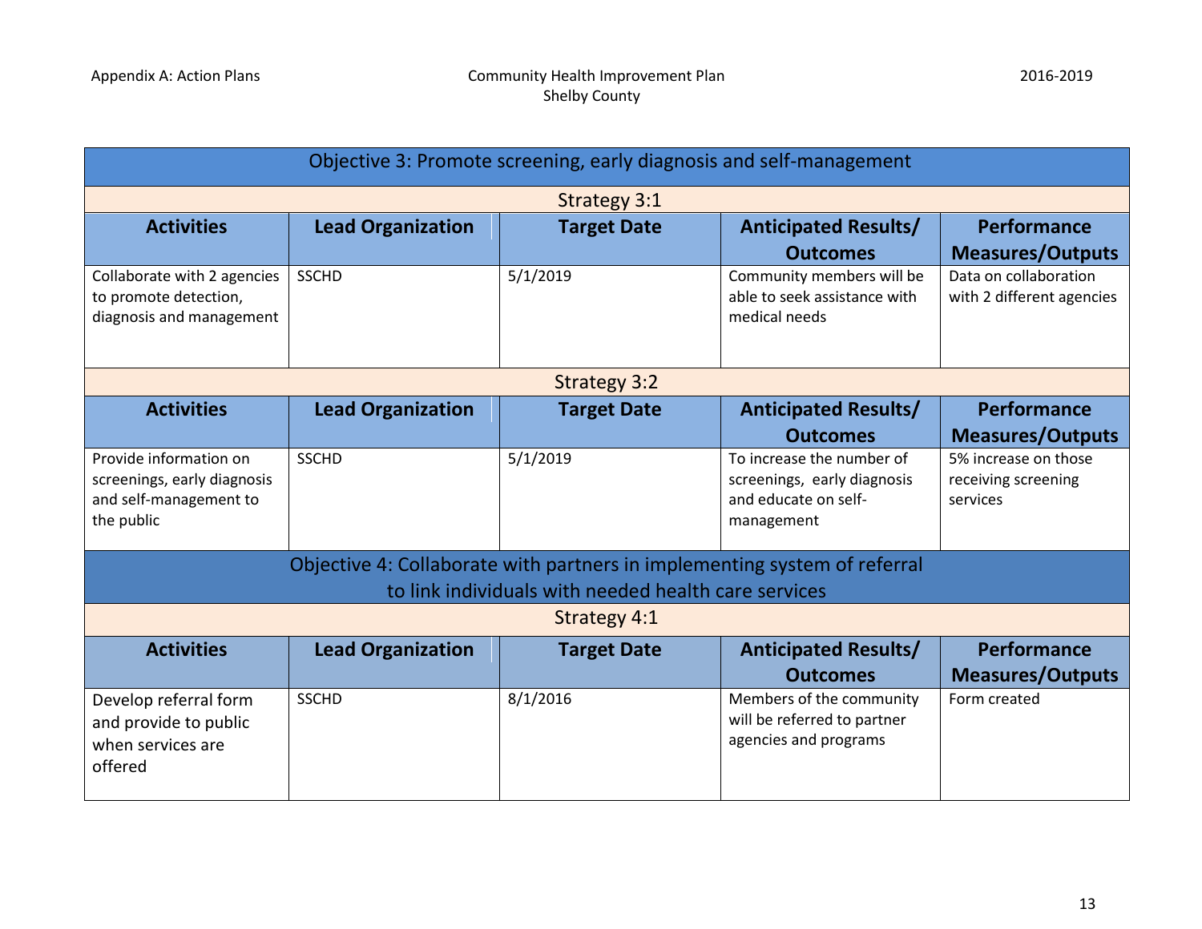## Objective 3: Promote screening, early diagnosis and self-management

### Strategy 3:1

| Activities | Lead Organization | Target Date | Anticipated Results/ Outcomes | Performance Measures/Outputs |
|---|---|---|---|---|
| Collaborate with 2 agencies to promote detection, diagnosis and management | SSCHD | 5/1/2019 | Community members will be able to seek assistance with medical needs | Data on collaboration with 2 different agencies |

### Strategy 3:2

| Activities | Lead Organization | Target Date | Anticipated Results/ Outcomes | Performance Measures/Outputs |
|---|---|---|---|---|
| Provide information on screenings, early diagnosis and self-management to the public | SSCHD | 5/1/2019 | To increase the number of screenings, early diagnosis and educate on self-management | 5% increase on those receiving screening services |

## Objective 4: Collaborate with partners in implementing system of referral to link individuals with needed health care services

### Strategy 4:1

| Activities | Lead Organization | Target Date | Anticipated Results/ Outcomes | Performance Measures/Outputs |
|---|---|---|---|---|
| Develop referral form and provide to public when services are offered | SSCHD | 8/1/2016 | Members of the community will be referred to partner agencies and programs | Form created |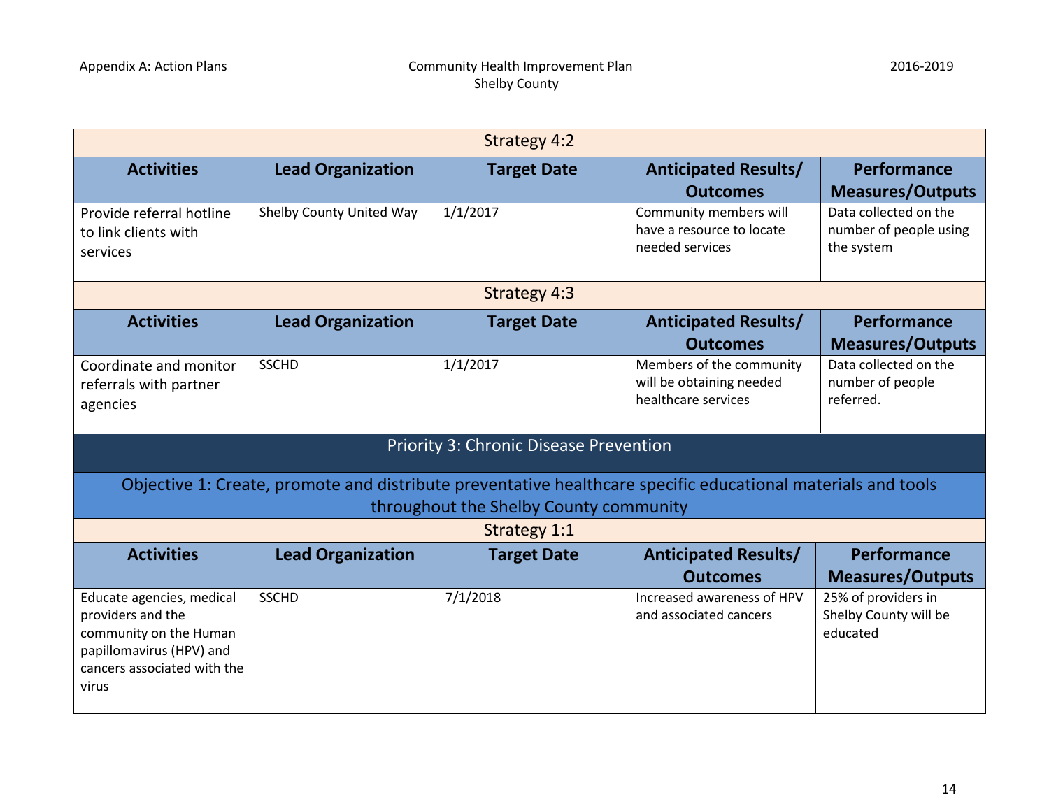### Strategy 4:2

| Activities | Lead Organization | Target Date | Anticipated Results/ Outcomes | Performance Measures/Outputs |
|---|---|---|---|---|
| Provide referral hotline to link clients with services | Shelby County United Way | 1/1/2017 | Community members will have a resource to locate needed services | Data collected on the number of people using the system |

### Strategy 4:3

| Activities | Lead Organization | Target Date | Anticipated Results/ Outcomes | Performance Measures/Outputs |
|---|---|---|---|---|
| Coordinate and monitor referrals with partner agencies | SSCHD | 1/1/2017 | Members of the community will be obtaining needed healthcare services | Data collected on the number of people referred. |

## Priority 3: Chronic Disease Prevention

### Objective 1: Create, promote and distribute preventative healthcare specific educational materials and tools throughout the Shelby County community

### Strategy 1:1

| Activities | Lead Organization | Target Date | Anticipated Results/ Outcomes | Performance Measures/Outputs |
|---|---|---|---|---|
| Educate agencies, medical providers and the community on the Human papillomavirus (HPV) and cancers associated with the virus | SSCHD | 7/1/2018 | Increased awareness of HPV and associated cancers | 25% of providers in Shelby County will be educated |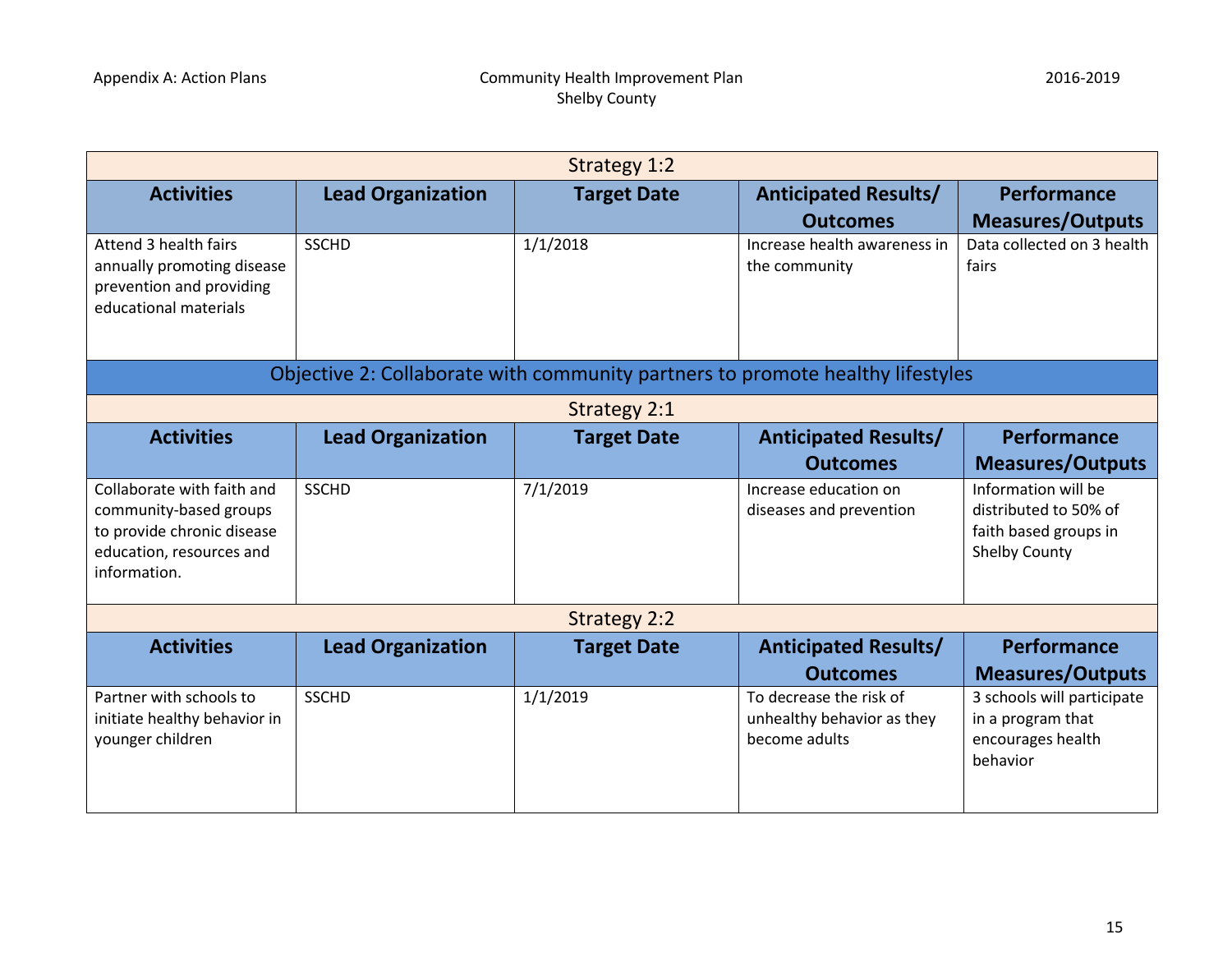| Strategy 1:2 | | | | |
|---|---|---|---|---|
| **Activities** | **Lead Organization** | **Target Date** | **Anticipated Results/ Outcomes** | **Performance Measures/Outputs** |
| Attend 3 health fairs annually promoting disease prevention and providing educational materials | SSCHD | 1/1/2018 | Increase health awareness in the community | Data collected on 3 health fairs |

**Objective 2: Collaborate with community partners to promote healthy lifestyles**

| Strategy 2:1 | | | | |
|---|---|---|---|---|
| **Activities** | **Lead Organization** | **Target Date** | **Anticipated Results/ Outcomes** | **Performance Measures/Outputs** |
| Collaborate with faith and community-based groups to provide chronic disease education, resources and information. | SSCHD | 7/1/2019 | Increase education on diseases and prevention | Information will be distributed to 50% of faith based groups in Shelby County |

| Strategy 2:2 | | | | |
|---|---|---|---|---|
| **Activities** | **Lead Organization** | **Target Date** | **Anticipated Results/ Outcomes** | **Performance Measures/Outputs** |
| Partner with schools to initiate healthy behavior in younger children | SSCHD | 1/1/2019 | To decrease the risk of unhealthy behavior as they become adults | 3 schools will participate in a program that encourages health behavior |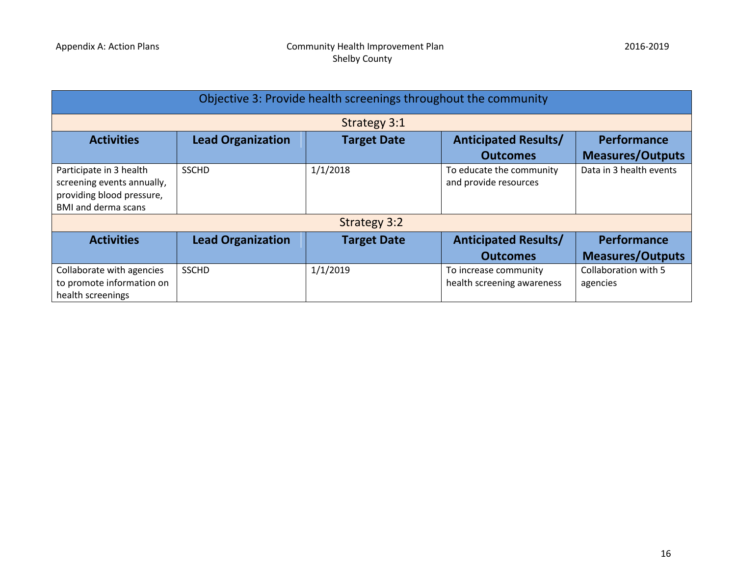| Objective 3: Provide health screenings throughout the community | | | | |
|---|---|---|---|---|
| **Strategy 3:1** | | | | |
| **Activities** | **Lead Organization** | **Target Date** | **Anticipated Results/ Outcomes** | **Performance Measures/Outputs** |
| Participate in 3 health screening events annually, providing blood pressure, BMI and derma scans | SSCHD | 1/1/2018 | To educate the community and provide resources | Data in 3 health events |
| **Strategy 3:2** | | | | |
| **Activities** | **Lead Organization** | **Target Date** | **Anticipated Results/ Outcomes** | **Performance Measures/Outputs** |
| Collaborate with agencies to promote information on health screenings | SSCHD | 1/1/2019 | To increase community health screening awareness | Collaboration with 5 agencies |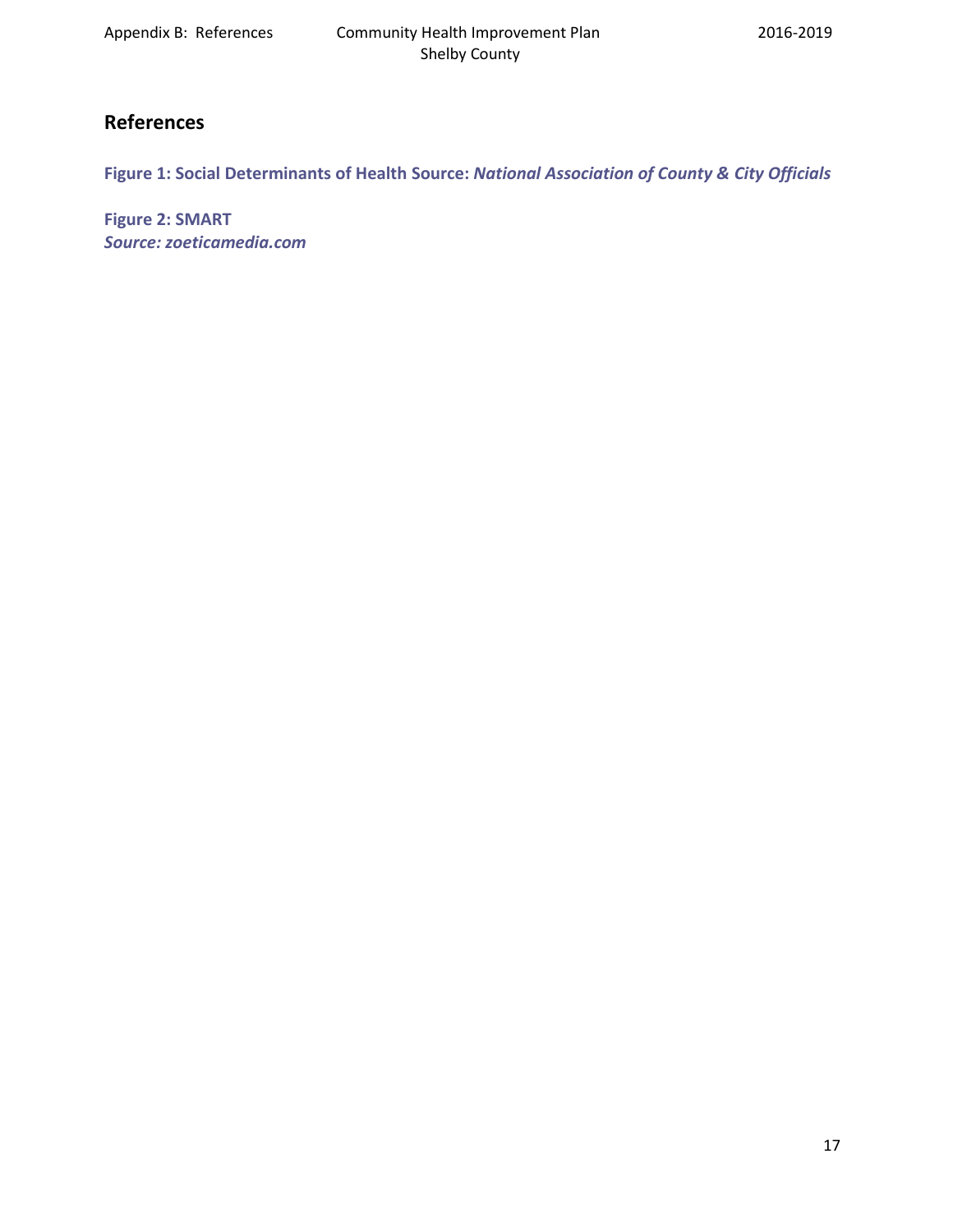## References

**Figure 1: Social Determinants of Health Source:** ***National Association of County & City Officials***

**Figure 2: SMART**
***Source: zoeticamedia.com***